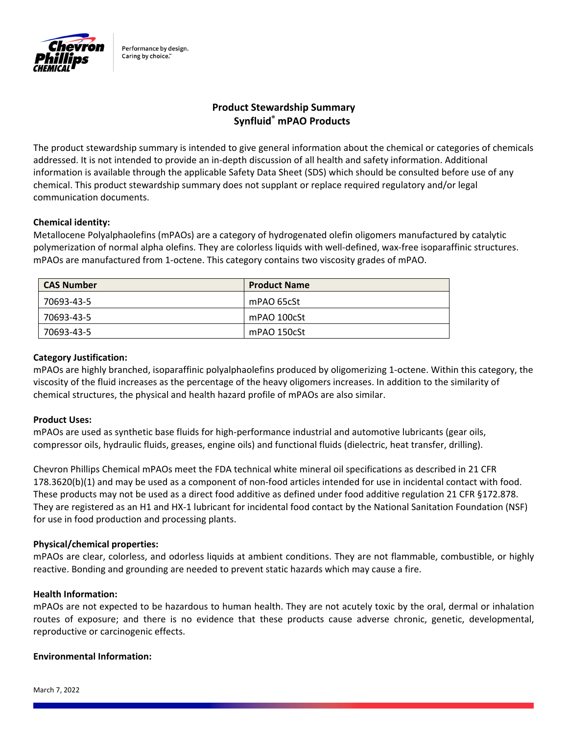## Product Stewardship Summary
## Synfluid® mPAO Products

The product stewardship summary is intended to give general information about the chemical or categories of chemicals addressed. It is not intended to provide an in-depth discussion of all health and safety information. Additional information is available through the applicable Safety Data Sheet (SDS) which should be consulted before use of any chemical. This product stewardship summary does not supplant or replace required regulatory and/or legal communication documents.

**Chemical identity:**
Metallocene Polyalphaolefins (mPAOs) are a category of hydrogenated olefin oligomers manufactured by catalytic polymerization of normal alpha olefins. They are colorless liquids with well-defined, wax-free isoparaffinic structures. mPAOs are manufactured from 1-octene. This category contains two viscosity grades of mPAO.

| CAS Number | Product Name |
|---|---|
| 70693-43-5 | mPAO 65cSt |
| 70693-43-5 | mPAO 100cSt |
| 70693-43-5 | mPAO 150cSt |

**Category Justification:**
mPAOs are highly branched, isoparaffinic polyalphaolefins produced by oligomerizing 1-octene. Within this category, the viscosity of the fluid increases as the percentage of the heavy oligomers increases. In addition to the similarity of chemical structures, the physical and health hazard profile of mPAOs are also similar.

**Product Uses:**
mPAOs are used as synthetic base fluids for high-performance industrial and automotive lubricants (gear oils, compressor oils, hydraulic fluids, greases, engine oils) and functional fluids (dielectric, heat transfer, drilling).

Chevron Phillips Chemical mPAOs meet the FDA technical white mineral oil specifications as described in 21 CFR 178.3620(b)(1) and may be used as a component of non-food articles intended for use in incidental contact with food. These products may not be used as a direct food additive as defined under food additive regulation 21 CFR §172.878. They are registered as an H1 and HX-1 lubricant for incidental food contact by the National Sanitation Foundation (NSF) for use in food production and processing plants.

**Physical/chemical properties:**
mPAOs are clear, colorless, and odorless liquids at ambient conditions. They are not flammable, combustible, or highly reactive. Bonding and grounding are needed to prevent static hazards which may cause a fire.

**Health Information:**
mPAOs are not expected to be hazardous to human health. They are not acutely toxic by the oral, dermal or inhalation routes of exposure; and there is no evidence that these products cause adverse chronic, genetic, developmental, reproductive or carcinogenic effects.

**Environmental Information:**

March 7, 2022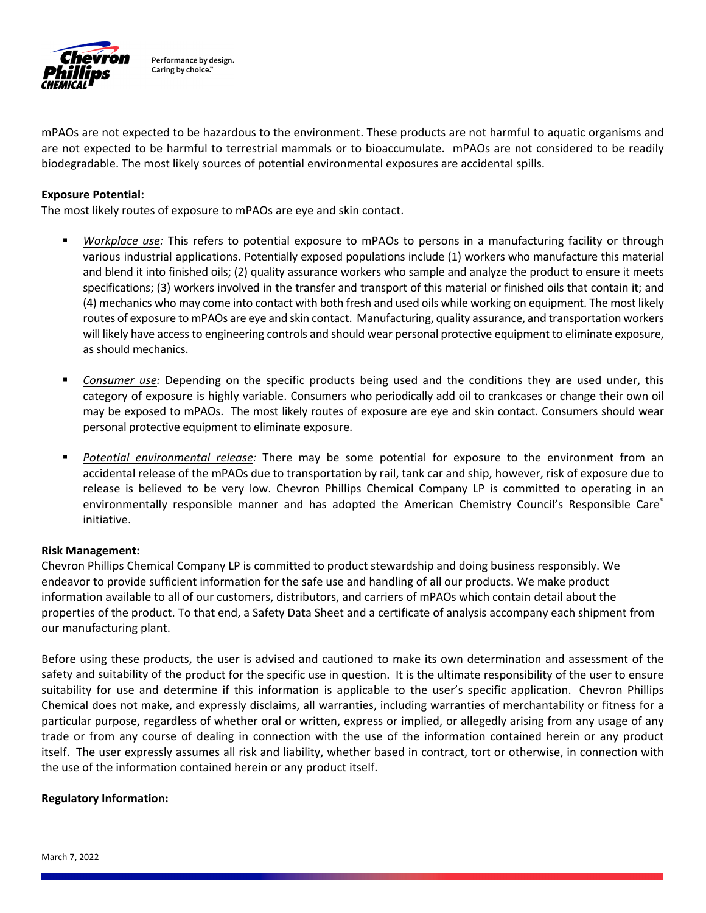mPAOs are not expected to be hazardous to the environment. These products are not harmful to aquatic organisms and are not expected to be harmful to terrestrial mammals or to bioaccumulate. mPAOs are not considered to be readily biodegradable. The most likely sources of potential environmental exposures are accidental spills.

**Exposure Potential:**

The most likely routes of exposure to mPAOs are eye and skin contact.

- *Workplace use:* This refers to potential exposure to mPAOs to persons in a manufacturing facility or through various industrial applications. Potentially exposed populations include (1) workers who manufacture this material and blend it into finished oils; (2) quality assurance workers who sample and analyze the product to ensure it meets specifications; (3) workers involved in the transfer and transport of this material or finished oils that contain it; and (4) mechanics who may come into contact with both fresh and used oils while working on equipment. The most likely routes of exposure to mPAOs are eye and skin contact. Manufacturing, quality assurance, and transportation workers will likely have access to engineering controls and should wear personal protective equipment to eliminate exposure, as should mechanics.

- *Consumer use:* Depending on the specific products being used and the conditions they are used under, this category of exposure is highly variable. Consumers who periodically add oil to crankcases or change their own oil may be exposed to mPAOs. The most likely routes of exposure are eye and skin contact. Consumers should wear personal protective equipment to eliminate exposure.

- *Potential environmental release:* There may be some potential for exposure to the environment from an accidental release of the mPAOs due to transportation by rail, tank car and ship, however, risk of exposure due to release is believed to be very low. Chevron Phillips Chemical Company LP is committed to operating in an environmentally responsible manner and has adopted the American Chemistry Council's Responsible Care® initiative.

**Risk Management:**

Chevron Phillips Chemical Company LP is committed to product stewardship and doing business responsibly. We endeavor to provide sufficient information for the safe use and handling of all our products. We make product information available to all of our customers, distributors, and carriers of mPAOs which contain detail about the properties of the product. To that end, a Safety Data Sheet and a certificate of analysis accompany each shipment from our manufacturing plant.

Before using these products, the user is advised and cautioned to make its own determination and assessment of the safety and suitability of the product for the specific use in question. It is the ultimate responsibility of the user to ensure suitability for use and determine if this information is applicable to the user's specific application. Chevron Phillips Chemical does not make, and expressly disclaims, all warranties, including warranties of merchantability or fitness for a particular purpose, regardless of whether oral or written, express or implied, or allegedly arising from any usage of any trade or from any course of dealing in connection with the use of the information contained herein or any product itself. The user expressly assumes all risk and liability, whether based in contract, tort or otherwise, in connection with the use of the information contained herein or any product itself.

**Regulatory Information:**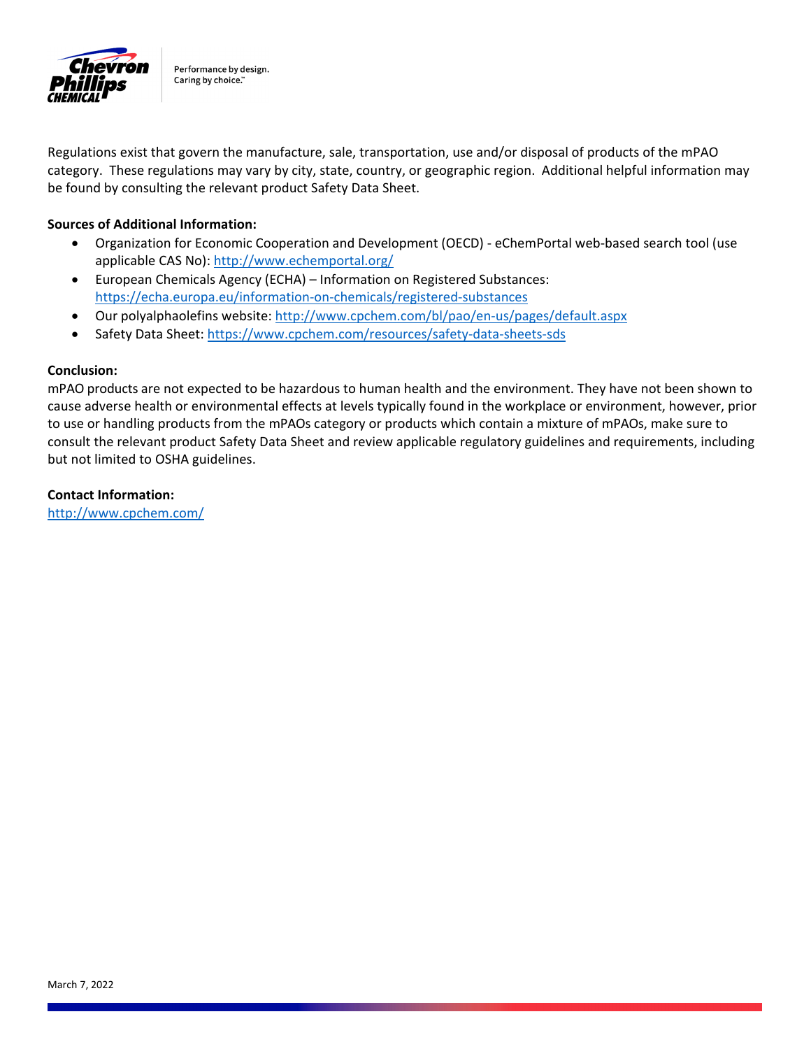Regulations exist that govern the manufacture, sale, transportation, use and/or disposal of products of the mPAO category. These regulations may vary by city, state, country, or geographic region. Additional helpful information may be found by consulting the relevant product Safety Data Sheet.

**Sources of Additional Information:**

- Organization for Economic Cooperation and Development (OECD) - eChemPortal web-based search tool (use applicable CAS No): http://www.echemportal.org/
- European Chemicals Agency (ECHA) – Information on Registered Substances: https://echa.europa.eu/information-on-chemicals/registered-substances
- Our polyalphaolefins website: http://www.cpchem.com/bl/pao/en-us/pages/default.aspx
- Safety Data Sheet: https://www.cpchem.com/resources/safety-data-sheets-sds

**Conclusion:**

mPAO products are not expected to be hazardous to human health and the environment. They have not been shown to cause adverse health or environmental effects at levels typically found in the workplace or environment, however, prior to use or handling products from the mPAOs category or products which contain a mixture of mPAOs, make sure to consult the relevant product Safety Data Sheet and review applicable regulatory guidelines and requirements, including but not limited to OSHA guidelines.

**Contact Information:**

http://www.cpchem.com/

March 7, 2022